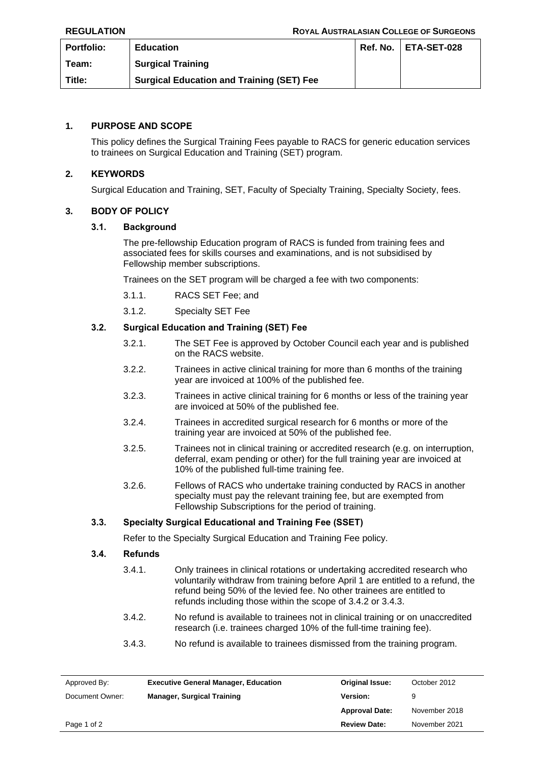**REGULATION** **ROYAL AUSTRALASIAN COLLEGE OF SURGEONS**

| Portfolio: | Education | Ref. No. | ETA-SET-028 |
|---|---|---|---|
| Team: | Surgical Training | | |
| Title: | Surgical Education and Training (SET) Fee | | |

## 1. PURPOSE AND SCOPE

This policy defines the Surgical Training Fees payable to RACS for generic education services to trainees on Surgical Education and Training (SET) program.

## 2. KEYWORDS

Surgical Education and Training, SET, Faculty of Specialty Training, Specialty Society, fees.

## 3. BODY OF POLICY

### 3.1. Background

The pre-fellowship Education program of RACS is funded from training fees and associated fees for skills courses and examinations, and is not subsidised by Fellowship member subscriptions.

Trainees on the SET program will be charged a fee with two components:

3.1.1. RACS SET Fee; and

3.1.2. Specialty SET Fee

### 3.2. Surgical Education and Training (SET) Fee

3.2.1. The SET Fee is approved by October Council each year and is published on the RACS website.

3.2.2. Trainees in active clinical training for more than 6 months of the training year are invoiced at 100% of the published fee.

3.2.3. Trainees in active clinical training for 6 months or less of the training year are invoiced at 50% of the published fee.

3.2.4. Trainees in accredited surgical research for 6 months or more of the training year are invoiced at 50% of the published fee.

3.2.5. Trainees not in clinical training or accredited research (e.g. on interruption, deferral, exam pending or other) for the full training year are invoiced at 10% of the published full-time training fee.

3.2.6. Fellows of RACS who undertake training conducted by RACS in another specialty must pay the relevant training fee, but are exempted from Fellowship Subscriptions for the period of training.

### 3.3. Specialty Surgical Educational and Training Fee (SSET)

Refer to the Specialty Surgical Education and Training Fee policy.

### 3.4. Refunds

3.4.1. Only trainees in clinical rotations or undertaking accredited research who voluntarily withdraw from training before April 1 are entitled to a refund, the refund being 50% of the levied fee. No other trainees are entitled to refunds including those within the scope of 3.4.2 or 3.4.3.

3.4.2. No refund is available to trainees not in clinical training or on unaccredited research (i.e. trainees charged 10% of the full-time training fee).

3.4.3. No refund is available to trainees dismissed from the training program.

| Approved By: | Executive General Manager, Education | Original Issue: | October 2012 |
|---|---|---|---|
| Document Owner: | Manager, Surgical Training | Version: | 9 |
| | | Approval Date: | November 2018 |
| | | Review Date: | November 2021 |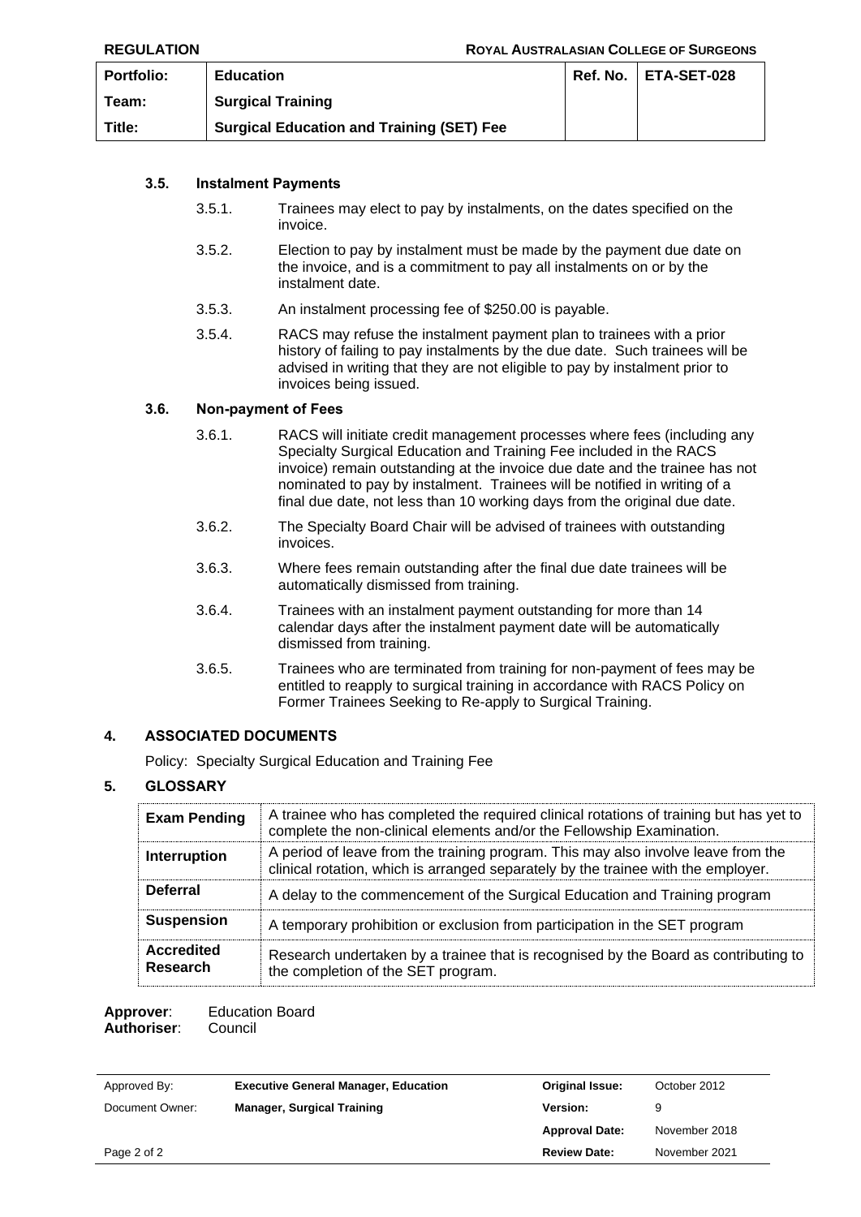### 3.5. Instalment Payments

3.5.1. Trainees may elect to pay by instalments, on the dates specified on the invoice.

3.5.2. Election to pay by instalment must be made by the payment due date on the invoice, and is a commitment to pay all instalments on or by the instalment date.

3.5.3. An instalment processing fee of $250.00 is payable.

3.5.4. RACS may refuse the instalment payment plan to trainees with a prior history of failing to pay instalments by the due date. Such trainees will be advised in writing that they are not eligible to pay by instalment prior to invoices being issued.

### 3.6. Non-payment of Fees

3.6.1. RACS will initiate credit management processes where fees (including any Specialty Surgical Education and Training Fee included in the RACS invoice) remain outstanding at the invoice due date and the trainee has not nominated to pay by instalment. Trainees will be notified in writing of a final due date, not less than 10 working days from the original due date.

3.6.2. The Specialty Board Chair will be advised of trainees with outstanding invoices.

3.6.3. Where fees remain outstanding after the final due date trainees will be automatically dismissed from training.

3.6.4. Trainees with an instalment payment outstanding for more than 14 calendar days after the instalment payment date will be automatically dismissed from training.

3.6.5. Trainees who are terminated from training for non-payment of fees may be entitled to reapply to surgical training in accordance with RACS Policy on Former Trainees Seeking to Re-apply to Surgical Training.

## 4. ASSOCIATED DOCUMENTS

Policy: Specialty Surgical Education and Training Fee

## 5. GLOSSARY

| | |
|---|---|
| **Exam Pending** | A trainee who has completed the required clinical rotations of training but has yet to complete the non-clinical elements and/or the Fellowship Examination. |
| **Interruption** | A period of leave from the training program. This may also involve leave from the clinical rotation, which is arranged separately by the trainee with the employer. |
| **Deferral** | A delay to the commencement of the Surgical Education and Training program |
| **Suspension** | A temporary prohibition or exclusion from participation in the SET program |
| **Accredited Research** | Research undertaken by a trainee that is recognised by the Board as contributing to the completion of the SET program. |

**Approver**: Education Board
**Authoriser**: Council

| | | | |
|---|---|---|---|
| Approved By: | **Executive General Manager, Education** | **Original Issue:** | October 2012 |
| Document Owner: | **Manager, Surgical Training** | **Version:** | 9 |
| | | **Approval Date:** | November 2018 |
| | | **Review Date:** | November 2021 |